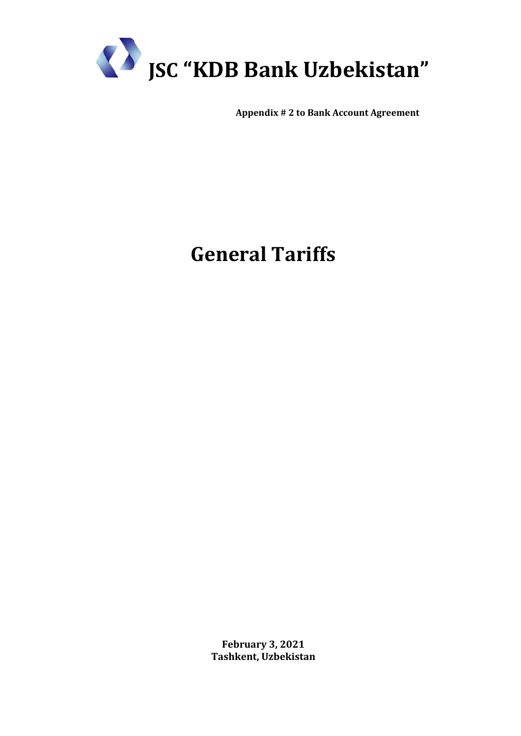# JSC “KDB Bank Uzbekistan”

**Appendix # 2 to Bank Account Agreement**

# General Tariffs

**February 3, 2021**
**Tashkent, Uzbekistan**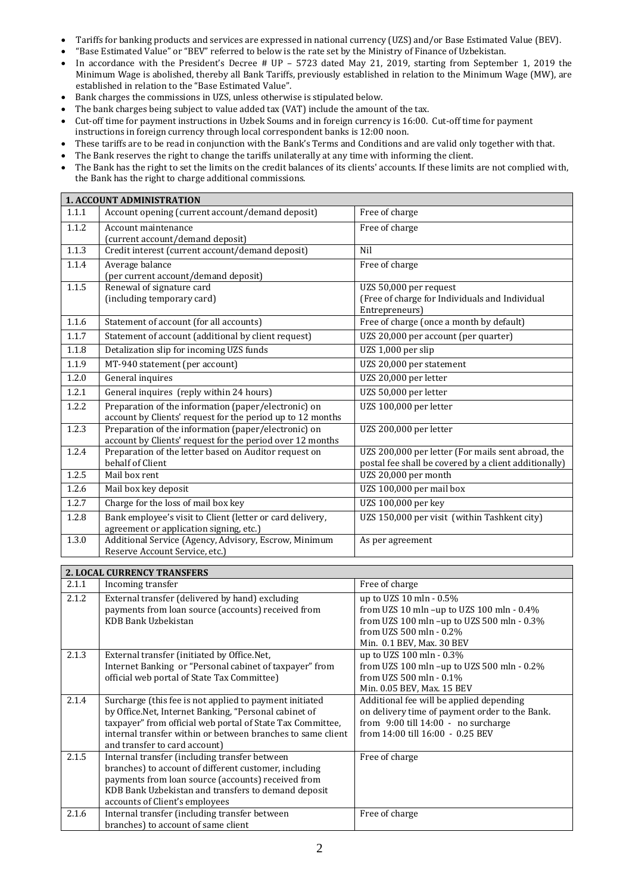- Tariffs for banking products and services are expressed in national currency (UZS) and/or Base Estimated Value (BEV).
- "Base Estimated Value" or "BEV" referred to below is the rate set by the Ministry of Finance of Uzbekistan.
- In accordance with the President's Decree # UP – 5723 dated May 21, 2019, starting from September 1, 2019 the Minimum Wage is abolished, thereby all Bank Tariffs, previously established in relation to the Minimum Wage (MW), are established in relation to the "Base Estimated Value".
- Bank charges the commissions in UZS, unless otherwise is stipulated below.
- The bank charges being subject to value added tax (VAT) include the amount of the tax.
- Cut-off time for payment instructions in Uzbek Soums and in foreign currency is 16:00. Cut-off time for payment instructions in foreign currency through local correspondent banks is 12:00 noon.
- These tariffs are to be read in conjunction with the Bank's Terms and Conditions and are valid only together with that.
- The Bank reserves the right to change the tariffs unilaterally at any time with informing the client.
- The Bank has the right to set the limits on the credit balances of its clients' accounts. If these limits are not complied with, the Bank has the right to charge additional commissions.

| **1. ACCOUNT ADMINISTRATION** | | |
|---|---|---|
| 1.1.1 | Account opening (current account/demand deposit) | Free of charge |
| 1.1.2 | Account maintenance (current account/demand deposit) | Free of charge |
| 1.1.3 | Credit interest (current account/demand deposit) | Nil |
| 1.1.4 | Average balance (per current account/demand deposit) | Free of charge |
| 1.1.5 | Renewal of signature card (including temporary card) | UZS 50,000 per request (Free of charge for Individuals and Individual Entrepreneurs) |
| 1.1.6 | Statement of account (for all accounts) | Free of charge (once a month by default) |
| 1.1.7 | Statement of account (additional by client request) | UZS 20,000 per account (per quarter) |
| 1.1.8 | Detalization slip for incoming UZS funds | UZS 1,000 per slip |
| 1.1.9 | MT-940 statement (per account) | UZS 20,000 per statement |
| 1.2.0 | General inquires | UZS 20,000 per letter |
| 1.2.1 | General inquires (reply within 24 hours) | UZS 50,000 per letter |
| 1.2.2 | Preparation of the information (paper/electronic) on account by Clients' request for the period up to 12 months | UZS 100,000 per letter |
| 1.2.3 | Preparation of the information (paper/electronic) on account by Clients' request for the period over 12 months | UZS 200,000 per letter |
| 1.2.4 | Preparation of the letter based on Auditor request on behalf of Client | UZS 200,000 per letter (For mails sent abroad, the postal fee shall be covered by a client additionally) |
| 1.2.5 | Mail box rent | UZS 20,000 per month |
| 1.2.6 | Mail box key deposit | UZS 100,000 per mail box |
| 1.2.7 | Charge for the loss of mail box key | UZS 100,000 per key |
| 1.2.8 | Bank employee's visit to Client (letter or card delivery, agreement or application signing, etc.) | UZS 150,000 per visit (within Tashkent city) |
| 1.3.0 | Additional Service (Agency, Advisory, Escrow, Minimum Reserve Account Service, etc.) | As per agreement |

| **2. LOCAL CURRENCY TRANSFERS** | | |
|---|---|---|
| 2.1.1 | Incoming transfer | Free of charge |
| 2.1.2 | External transfer (delivered by hand) excluding payments from loan source (accounts) received from KDB Bank Uzbekistan | up to UZS 10 mln - 0.5%<br>from UZS 10 mln –up to UZS 100 mln - 0.4%<br>from UZS 100 mln –up to UZS 500 mln - 0.3%<br>from UZS 500 mln - 0.2%<br>Min. 0.1 BEV, Max. 30 BEV |
| 2.1.3 | External transfer (initiated by Office.Net, Internet Banking or "Personal cabinet of taxpayer" from official web portal of State Tax Committee) | up to UZS 100 mln - 0.3%<br>from UZS 100 mln –up to UZS 500 mln - 0.2%<br>from UZS 500 mln - 0.1%<br>Min. 0.05 BEV, Max. 15 BEV |
| 2.1.4 | Surcharge (this fee is not applied to payment initiated by Office.Net, Internet Banking, "Personal cabinet of taxpayer" from official web portal of State Tax Committee, internal transfer within or between branches to same client and transfer to card account) | Additional fee will be applied depending on delivery time of payment order to the Bank.<br>from 9:00 till 14:00 - no surcharge<br>from 14:00 till 16:00 - 0.25 BEV |
| 2.1.5 | Internal transfer (including transfer between branches) to account of different customer, including payments from loan source (accounts) received from KDB Bank Uzbekistan and transfers to demand deposit accounts of Client's employees | Free of charge |
| 2.1.6 | Internal transfer (including transfer between branches) to account of same client | Free of charge |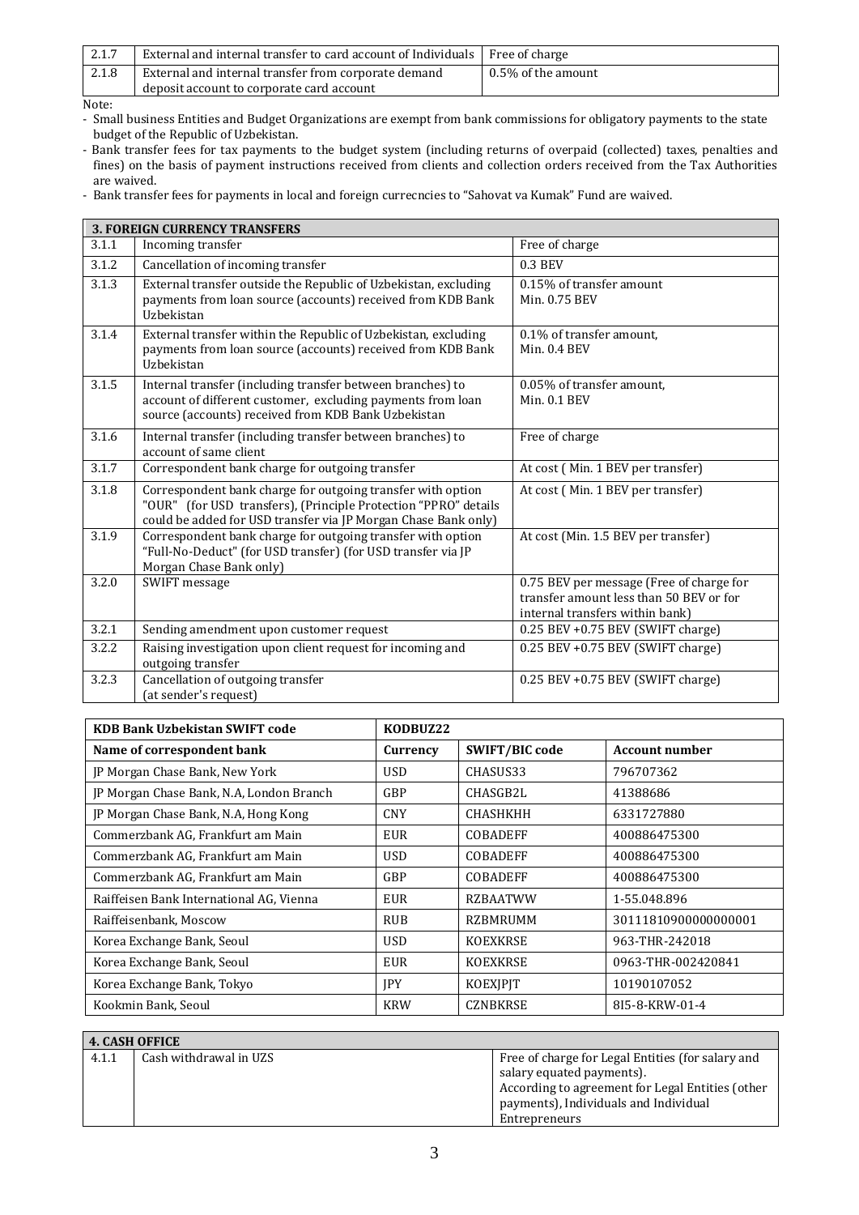| | | |
|---|---|---|
| 2.1.7 | External and internal transfer to card account of Individuals | Free of charge |
| 2.1.8 | External and internal transfer from corporate demand deposit account to corporate card account | 0.5% of the amount |

Note:

- Small business Entities and Budget Organizations are exempt from bank commissions for obligatory payments to the state budget of the Republic of Uzbekistan.
- Bank transfer fees for tax payments to the budget system (including returns of overpaid (collected) taxes, penalties and fines) on the basis of payment instructions received from clients and collection orders received from the Tax Authorities are waived.
- Bank transfer fees for payments in local and foreign currecncies to "Sahovat va Kumak" Fund are waived.

| **3. FOREIGN CURRENCY TRANSFERS** | | |
|---|---|---|
| 3.1.1 | Incoming transfer | Free of charge |
| 3.1.2 | Cancellation of incoming transfer | 0.3 BEV |
| 3.1.3 | External transfer outside the Republic of Uzbekistan, excluding payments from loan source (accounts) received from KDB Bank Uzbekistan | 0.15% of transfer amount Min. 0.75 BEV |
| 3.1.4 | External transfer within the Republic of Uzbekistan, excluding payments from loan source (accounts) received from KDB Bank Uzbekistan | 0.1% of transfer amount, Min. 0.4 BEV |
| 3.1.5 | Internal transfer (including transfer between branches) to account of different customer, excluding payments from loan source (accounts) received from KDB Bank Uzbekistan | 0.05% of transfer amount, Min. 0.1 BEV |
| 3.1.6 | Internal transfer (including transfer between branches) to account of same client | Free of charge |
| 3.1.7 | Correspondent bank charge for outgoing transfer | At cost ( Min. 1 BEV per transfer) |
| 3.1.8 | Correspondent bank charge for outgoing transfer with option "OUR" (for USD transfers), (Principle Protection "PPRO" details could be added for USD transfer via JP Morgan Chase Bank only) | At cost ( Min. 1 BEV per transfer) |
| 3.1.9 | Correspondent bank charge for outgoing transfer with option "Full-No-Deduct" (for USD transfer) (for USD transfer via JP Morgan Chase Bank only) | At cost (Min. 1.5 BEV per transfer) |
| 3.2.0 | SWIFT message | 0.75 BEV per message (Free of charge for transfer amount less than 50 BEV or for internal transfers within bank) |
| 3.2.1 | Sending amendment upon customer request | 0.25 BEV +0.75 BEV (SWIFT charge) |
| 3.2.2 | Raising investigation upon client request for incoming and outgoing transfer | 0.25 BEV +0.75 BEV (SWIFT charge) |
| 3.2.3 | Cancellation of outgoing transfer (at sender's request) | 0.25 BEV +0.75 BEV (SWIFT charge) |

| **KDB Bank Uzbekistan SWIFT code** | **KODBUZ22** | | |
|---|---|---|---|
| **Name of correspondent bank** | **Currency** | **SWIFT/BIC code** | **Account number** |
| JP Morgan Chase Bank, New York | USD | CHASUS33 | 796707362 |
| JP Morgan Chase Bank, N.A, London Branch | GBP | CHASGB2L | 41388686 |
| JP Morgan Chase Bank, N.A, Hong Kong | CNY | CHASHKHH | 6331727880 |
| Commerzbank AG, Frankfurt am Main | EUR | COBADEFF | 400886475300 |
| Commerzbank AG, Frankfurt am Main | USD | COBADEFF | 400886475300 |
| Commerzbank AG, Frankfurt am Main | GBP | COBADEFF | 400886475300 |
| Raiffeisen Bank International AG, Vienna | EUR | RZBAATWW | 1-55.048.896 |
| Raiffeisenbank, Moscow | RUB | RZBMRUMM | 30111810900000000001 |
| Korea Exchange Bank, Seoul | USD | KOEXKRSE | 963-THR-242018 |
| Korea Exchange Bank, Seoul | EUR | KOEXKRSE | 0963-THR-002420841 |
| Korea Exchange Bank, Tokyo | JPY | KOEXJPJT | 10190107052 |
| Kookmin Bank, Seoul | KRW | CZNBKRSE | 8I5-8-KRW-01-4 |

| **4. CASH OFFICE** | | |
|---|---|---|
| 4.1.1 | Cash withdrawal in UZS | Free of charge for Legal Entities (for salary and salary equated payments). According to agreement for Legal Entities (other payments), Individuals and Individual Entrepreneurs |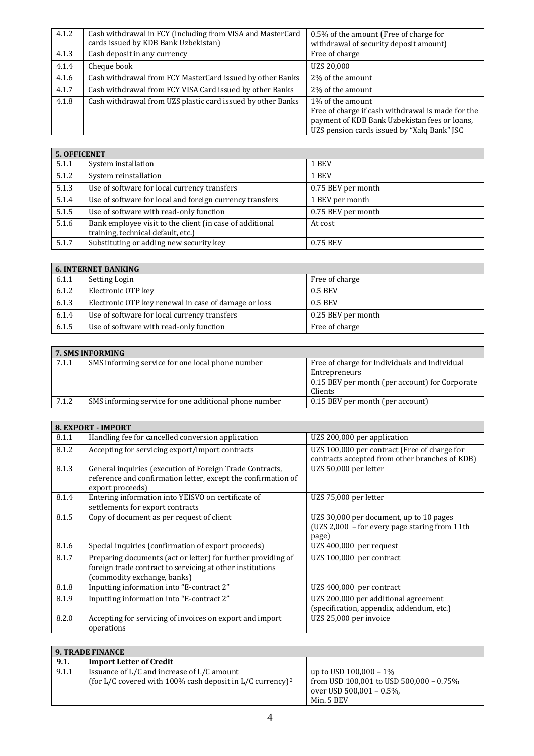| | | |
|---|---|---|
| 4.1.2 | Cash withdrawal in FCY (including from VISA and MasterCard cards issued by KDB Bank Uzbekistan) | 0.5% of the amount (Free of charge for withdrawal of security deposit amount) |
| 4.1.3 | Cash deposit in any currency | Free of charge |
| 4.1.4 | Cheque book | UZS 20,000 |
| 4.1.6 | Cash withdrawal from FCY MasterCard issued by other Banks | 2% of the amount |
| 4.1.7 | Cash withdrawal from FCY VISA Card issued by other Banks | 2% of the amount |
| 4.1.8 | Cash withdrawal from UZS plastic card issued by other Banks | 1% of the amount<br>Free of charge if cash withdrawal is made for the payment of KDB Bank Uzbekistan fees or loans, UZS pension cards issued by "Xalq Bank" JSC |

| **5. OFFICENET** | | |
|---|---|---|
| 5.1.1 | System installation | 1 BEV |
| 5.1.2 | System reinstallation | 1 BEV |
| 5.1.3 | Use of software for local currency transfers | 0.75 BEV per month |
| 5.1.4 | Use of software for local and foreign currency transfers | 1 BEV per month |
| 5.1.5 | Use of software with read-only function | 0.75 BEV per month |
| 5.1.6 | Bank employee visit to the client (in case of additional training, technical default, etc.) | At cost |
| 5.1.7 | Substituting or adding new security key | 0.75 BEV |

| **6. INTERNET BANKING** | | |
|---|---|---|
| 6.1.1 | Setting Login | Free of charge |
| 6.1.2 | Electronic OTP key | 0.5 BEV |
| 6.1.3 | Electronic OTP key renewal in case of damage or loss | 0.5 BEV |
| 6.1.4 | Use of software for local currency transfers | 0.25 BEV per month |
| 6.1.5 | Use of software with read-only function | Free of charge |

| **7. SMS INFORMING** | | |
|---|---|---|
| 7.1.1 | SMS informing service for one local phone number | Free of charge for Individuals and Individual Entrepreneurs<br>0.15 BEV per month (per account) for Corporate Clients |
| 7.1.2 | SMS informing service for one additional phone number | 0.15 BEV per month (per account) |

| **8. EXPORT - IMPORT** | | |
|---|---|---|
| 8.1.1 | Handling fee for cancelled conversion application | UZS 200,000 per application |
| 8.1.2 | Accepting for servicing export/import contracts | UZS 100,000 per contract (Free of charge for contracts accepted from other branches of KDB) |
| 8.1.3 | General inquiries (execution of Foreign Trade Contracts, reference and confirmation letter, except the confirmation of export proceeds) | UZS 50,000 per letter |
| 8.1.4 | Entering information into YEISVO on certificate of settlements for export contracts | UZS 75,000 per letter |
| 8.1.5 | Copy of document as per request of client | UZS 30,000 per document, up to 10 pages<br>(UZS 2,000 – for every page staring from 11th page) |
| 8.1.6 | Special inquiries (confirmation of export proceeds) | UZS 400,000 per request |
| 8.1.7 | Preparing documents (act or letter) for further providing of foreign trade contract to servicing at other institutions (commodity exchange, banks) | UZS 100,000 per contract |
| 8.1.8 | Inputting information into "E-contract 2" | UZS 400,000 per contract |
| 8.1.9 | Inputting information into "E-contract 2" | UZS 200,000 per additional agreement (specification, appendix, addendum, etc.) |
| 8.2.0 | Accepting for servicing of invoices on export and import operations | UZS 25,000 per invoice |

| **9. TRADE FINANCE** | | |
|---|---|---|
| **9.1.** | **Import Letter of Credit** | |
| 9.1.1 | Issuance of L/C and increase of L/C amount<br>(for L/C covered with 100% cash deposit in L/C currency)[2] | up to USD 100,000 – 1%<br>from USD 100,001 to USD 500,000 – 0.75%<br>over USD 500,001 – 0.5%,<br>Min. 5 BEV |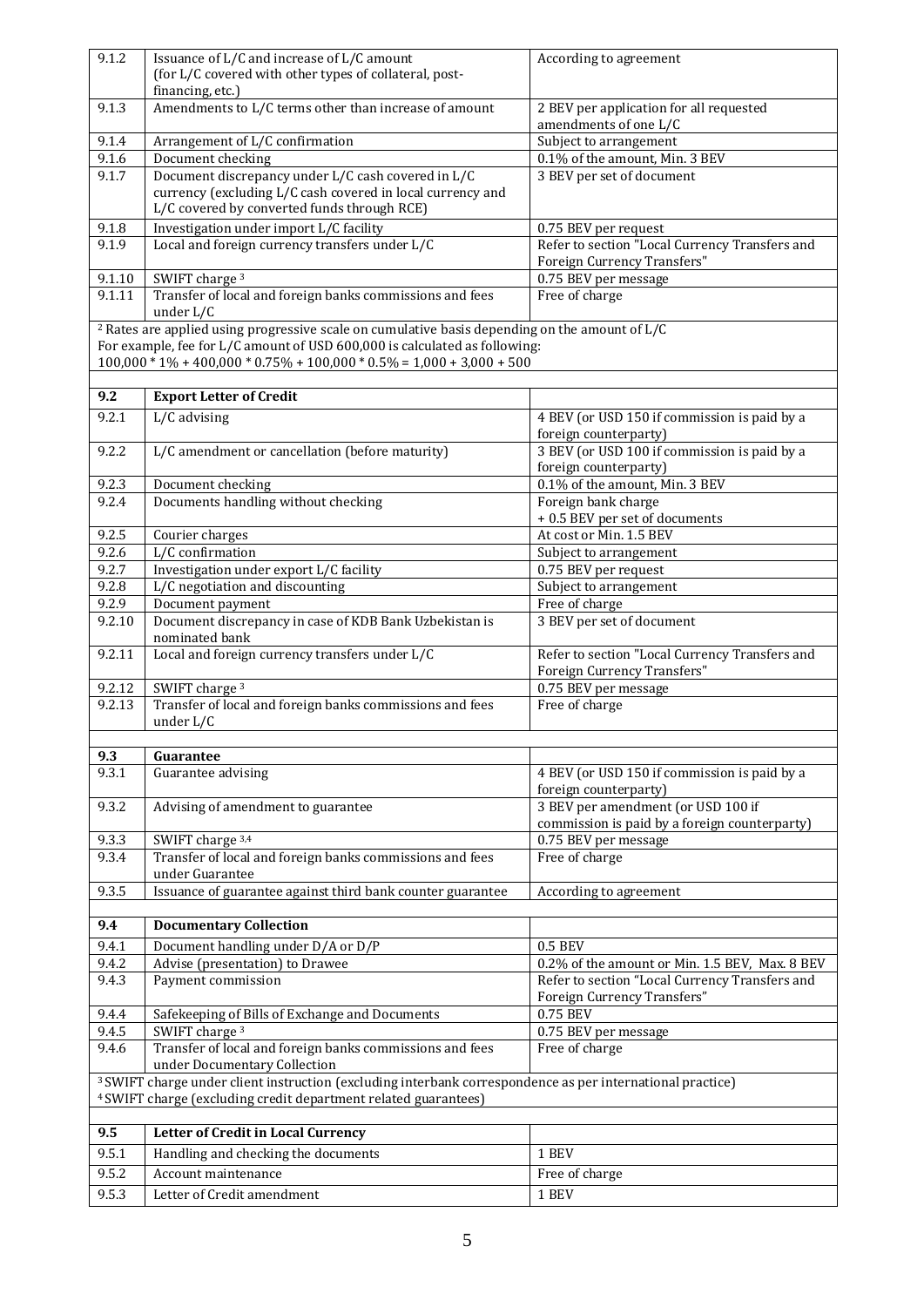| | | |
|---|---|---|
| 9.1.2 | Issuance of L/C and increase of L/C amount (for L/C covered with other types of collateral, post-financing, etc.) | According to agreement |
| 9.1.3 | Amendments to L/C terms other than increase of amount | 2 BEV per application for all requested amendments of one L/C |
| 9.1.4 | Arrangement of L/C confirmation | Subject to arrangement |
| 9.1.6 | Document checking | 0.1% of the amount, Min. 3 BEV |
| 9.1.7 | Document discrepancy under L/C cash covered in L/C currency (excluding L/C cash covered in local currency and L/C covered by converted funds through RCE) | 3 BEV per set of document |
| 9.1.8 | Investigation under import L/C facility | 0.75 BEV per request |
| 9.1.9 | Local and foreign currency transfers under L/C | Refer to section "Local Currency Transfers and Foreign Currency Transfers" |
| 9.1.10 | SWIFT charge [3] | 0.75 BEV per message |
| 9.1.11 | Transfer of local and foreign banks commissions and fees under L/C | Free of charge |

[2] Rates are applied using progressive scale on cumulative basis depending on the amount of L/C
For example, fee for L/C amount of USD 600,000 is calculated as following:
100,000 * 1% + 400,000 * 0.75% + 100,000 * 0.5% = 1,000 + 3,000 + 500

| | | |
|---|---|---|
| **9.2** | **Export Letter of Credit** | |
| 9.2.1 | L/C advising | 4 BEV (or USD 150 if commission is paid by a foreign counterparty) |
| 9.2.2 | L/C amendment or cancellation (before maturity) | 3 BEV (or USD 100 if commission is paid by a foreign counterparty) |
| 9.2.3 | Document checking | 0.1% of the amount, Min. 3 BEV |
| 9.2.4 | Documents handling without checking | Foreign bank charge + 0.5 BEV per set of documents |
| 9.2.5 | Courier charges | At cost or Min. 1.5 BEV |
| 9.2.6 | L/C confirmation | Subject to arrangement |
| 9.2.7 | Investigation under export L/C facility | 0.75 BEV per request |
| 9.2.8 | L/C negotiation and discounting | Subject to arrangement |
| 9.2.9 | Document payment | Free of charge |
| 9.2.10 | Document discrepancy in case of KDB Bank Uzbekistan is nominated bank | 3 BEV per set of document |
| 9.2.11 | Local and foreign currency transfers under L/C | Refer to section "Local Currency Transfers and Foreign Currency Transfers" |
| 9.2.12 | SWIFT charge [3] | 0.75 BEV per message |
| 9.2.13 | Transfer of local and foreign banks commissions and fees under L/C | Free of charge |

| | | |
|---|---|---|
| **9.3** | **Guarantee** | |
| 9.3.1 | Guarantee advising | 4 BEV (or USD 150 if commission is paid by a foreign counterparty) |
| 9.3.2 | Advising of amendment to guarantee | 3 BEV per amendment (or USD 100 if commission is paid by a foreign counterparty) |
| 9.3.3 | SWIFT charge [3,4] | 0.75 BEV per message |
| 9.3.4 | Transfer of local and foreign banks commissions and fees under Guarantee | Free of charge |
| 9.3.5 | Issuance of guarantee against third bank counter guarantee | According to agreement |

| | | |
|---|---|---|
| **9.4** | **Documentary Collection** | |
| 9.4.1 | Document handling under D/A or D/P | 0.5 BEV |
| 9.4.2 | Advise (presentation) to Drawee | 0.2% of the amount or Min. 1.5 BEV, Max. 8 BEV |
| 9.4.3 | Payment commission | Refer to section "Local Currency Transfers and Foreign Currency Transfers" |
| 9.4.4 | Safekeeping of Bills of Exchange and Documents | 0.75 BEV |
| 9.4.5 | SWIFT charge [3] | 0.75 BEV per message |
| 9.4.6 | Transfer of local and foreign banks commissions and fees under Documentary Collection | Free of charge |

[3] SWIFT charge under client instruction (excluding interbank correspondence as per international practice)
[4] SWIFT charge (excluding credit department related guarantees)

| | | |
|---|---|---|
| **9.5** | **Letter of Credit in Local Currency** | |
| 9.5.1 | Handling and checking the documents | 1 BEV |
| 9.5.2 | Account maintenance | Free of charge |
| 9.5.3 | Letter of Credit amendment | 1 BEV |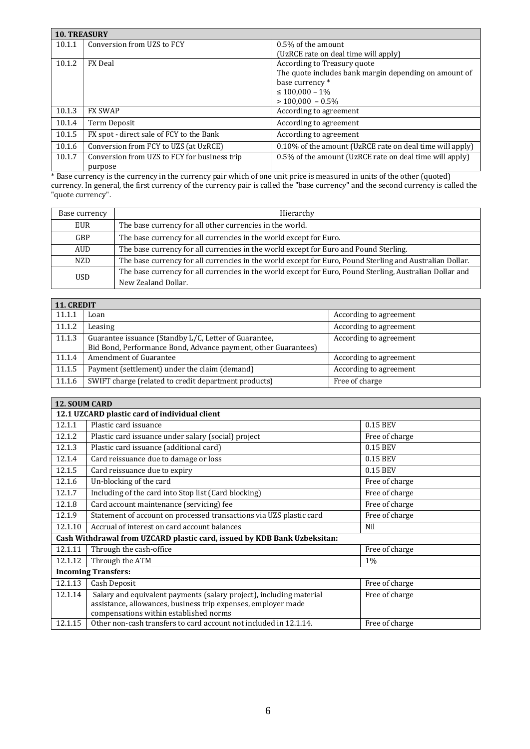| 10. TREASURY | | |
|---|---|---|
| 10.1.1 | Conversion from UZS to FCY | 0.5% of the amount<br>(UzRCE rate on deal time will apply) |
| 10.1.2 | FX Deal | According to Treasury quote<br>The quote includes bank margin depending on amount of base currency *<br>≤ 100,000 – 1%<br>> 100,000 – 0.5% |
| 10.1.3 | FX SWAP | According to agreement |
| 10.1.4 | Term Deposit | According to agreement |
| 10.1.5 | FX spot - direct sale of FCY to the Bank | According to agreement |
| 10.1.6 | Conversion from FCY to UZS (at UzRCE) | 0.10% of the amount (UzRCE rate on deal time will apply) |
| 10.1.7 | Conversion from UZS to FCY for business trip purpose | 0.5% of the amount (UzRCE rate on deal time will apply) |

* Base currency is the currency in the currency pair which of one unit price is measured in units of the other (quoted) currency. In general, the first currency of the currency pair is called the "base currency" and the second currency is called the "quote currency".

| Base currency | Hierarchy |
|---|---|
| EUR | The base currency for all other currencies in the world. |
| GBP | The base currency for all currencies in the world except for Euro. |
| AUD | The base currency for all currencies in the world except for Euro and Pound Sterling. |
| NZD | The base currency for all currencies in the world except for Euro, Pound Sterling and Australian Dollar. |
| USD | The base currency for all currencies in the world except for Euro, Pound Sterling, Australian Dollar and New Zealand Dollar. |

| 11. CREDIT | | |
|---|---|---|
| 11.1.1 | Loan | According to agreement |
| 11.1.2 | Leasing | According to agreement |
| 11.1.3 | Guarantee issuance (Standby L/C, Letter of Guarantee, Bid Bond, Performance Bond, Advance payment, other Guarantees) | According to agreement |
| 11.1.4 | Amendment of Guarantee | According to agreement |
| 11.1.5 | Payment (settlement) under the claim (demand) | According to agreement |
| 11.1.6 | SWIFT charge (related to credit department products) | Free of charge |

| 12. SOUM CARD | | |
|---|---|---|
| **12.1 UZCARD plastic card of individual client** | | |
| 12.1.1 | Plastic card issuance | 0.15 BEV |
| 12.1.2 | Plastic card issuance under salary (social) project | Free of charge |
| 12.1.3 | Plastic card issuance (additional card) | 0.15 BEV |
| 12.1.4 | Card reissuance due to damage or loss | 0.15 BEV |
| 12.1.5 | Card reissuance due to expiry | 0.15 BEV |
| 12.1.6 | Un-blocking of the card | Free of charge |
| 12.1.7 | Including of the card into Stop list (Card blocking) | Free of charge |
| 12.1.8 | Card account maintenance (servicing) fee | Free of charge |
| 12.1.9 | Statement of account on processed transactions via UZS plastic card | Free of charge |
| 12.1.10 | Accrual of interest on card account balances | Nil |
| **Cash Withdrawal from UZCARD plastic card, issued by KDB Bank Uzbeksitan:** | | |
| 12.1.11 | Through the cash-office | Free of charge |
| 12.1.12 | Through the ATM | 1% |
| **Incoming Transfers:** | | |
| 12.1.13 | Cash Deposit | Free of charge |
| 12.1.14 | Salary and equivalent payments (salary project), including material assistance, allowances, business trip expenses, employer made compensations within established norms | Free of charge |
| 12.1.15 | Other non-cash transfers to card account not included in 12.1.14. | Free of charge |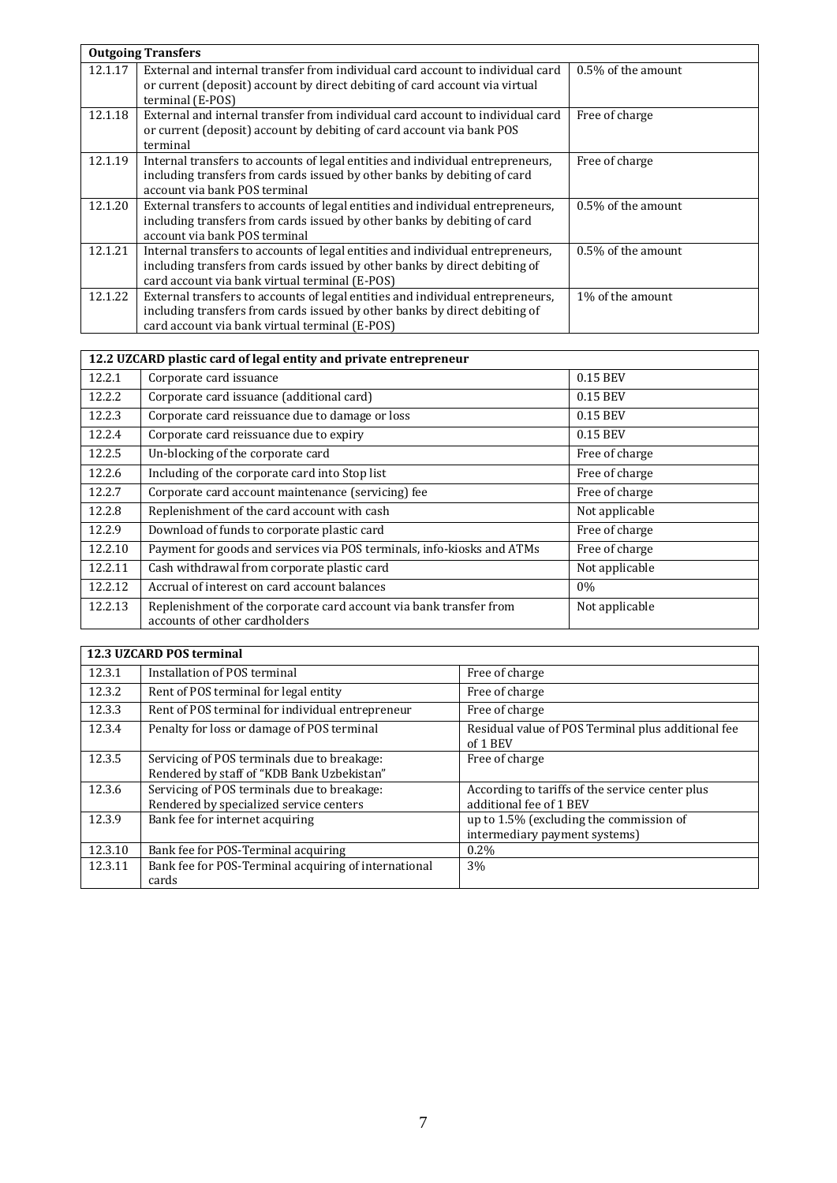| **Outgoing Transfers** | | |
|---|---|---|
| 12.1.17 | External and internal transfer from individual card account to individual card or current (deposit) account by direct debiting of card account via virtual terminal (E-POS) | 0.5% of the amount |
| 12.1.18 | External and internal transfer from individual card account to individual card or current (deposit) account by debiting of card account via bank POS terminal | Free of charge |
| 12.1.19 | Internal transfers to accounts of legal entities and individual entrepreneurs, including transfers from cards issued by other banks by debiting of card account via bank POS terminal | Free of charge |
| 12.1.20 | External transfers to accounts of legal entities and individual entrepreneurs, including transfers from cards issued by other banks by debiting of card account via bank POS terminal | 0.5% of the amount |
| 12.1.21 | Internal transfers to accounts of legal entities and individual entrepreneurs, including transfers from cards issued by other banks by direct debiting of card account via bank virtual terminal (E-POS) | 0.5% of the amount |
| 12.1.22 | External transfers to accounts of legal entities and individual entrepreneurs, including transfers from cards issued by other banks by direct debiting of card account via bank virtual terminal (E-POS) | 1% of the amount |

| **12.2 UZCARD plastic card of legal entity and private entrepreneur** | | |
|---|---|---|
| 12.2.1 | Corporate card issuance | 0.15 BEV |
| 12.2.2 | Corporate card issuance (additional card) | 0.15 BEV |
| 12.2.3 | Corporate card reissuance due to damage or loss | 0.15 BEV |
| 12.2.4 | Corporate card reissuance due to expiry | 0.15 BEV |
| 12.2.5 | Un-blocking of the corporate card | Free of charge |
| 12.2.6 | Including of the corporate card into Stop list | Free of charge |
| 12.2.7 | Corporate card account maintenance (servicing) fee | Free of charge |
| 12.2.8 | Replenishment of the card account with cash | Not applicable |
| 12.2.9 | Download of funds to corporate plastic card | Free of charge |
| 12.2.10 | Payment for goods and services via POS terminals, info-kiosks and ATMs | Free of charge |
| 12.2.11 | Cash withdrawal from corporate plastic card | Not applicable |
| 12.2.12 | Accrual of interest on card account balances | 0% |
| 12.2.13 | Replenishment of the corporate card account via bank transfer from accounts of other cardholders | Not applicable |

| **12.3 UZCARD POS terminal** | | |
|---|---|---|
| 12.3.1 | Installation of POS terminal | Free of charge |
| 12.3.2 | Rent of POS terminal for legal entity | Free of charge |
| 12.3.3 | Rent of POS terminal for individual entrepreneur | Free of charge |
| 12.3.4 | Penalty for loss or damage of POS terminal | Residual value of POS Terminal plus additional fee of 1 BEV |
| 12.3.5 | Servicing of POS terminals due to breakage: Rendered by staff of "KDB Bank Uzbekistan" | Free of charge |
| 12.3.6 | Servicing of POS terminals due to breakage: Rendered by specialized service centers | According to tariffs of the service center plus additional fee of 1 BEV |
| 12.3.9 | Bank fee for internet acquiring | up to 1.5% (excluding the commission of intermediary payment systems) |
| 12.3.10 | Bank fee for POS-Terminal acquiring | 0.2% |
| 12.3.11 | Bank fee for POS-Terminal acquiring of international cards | 3% |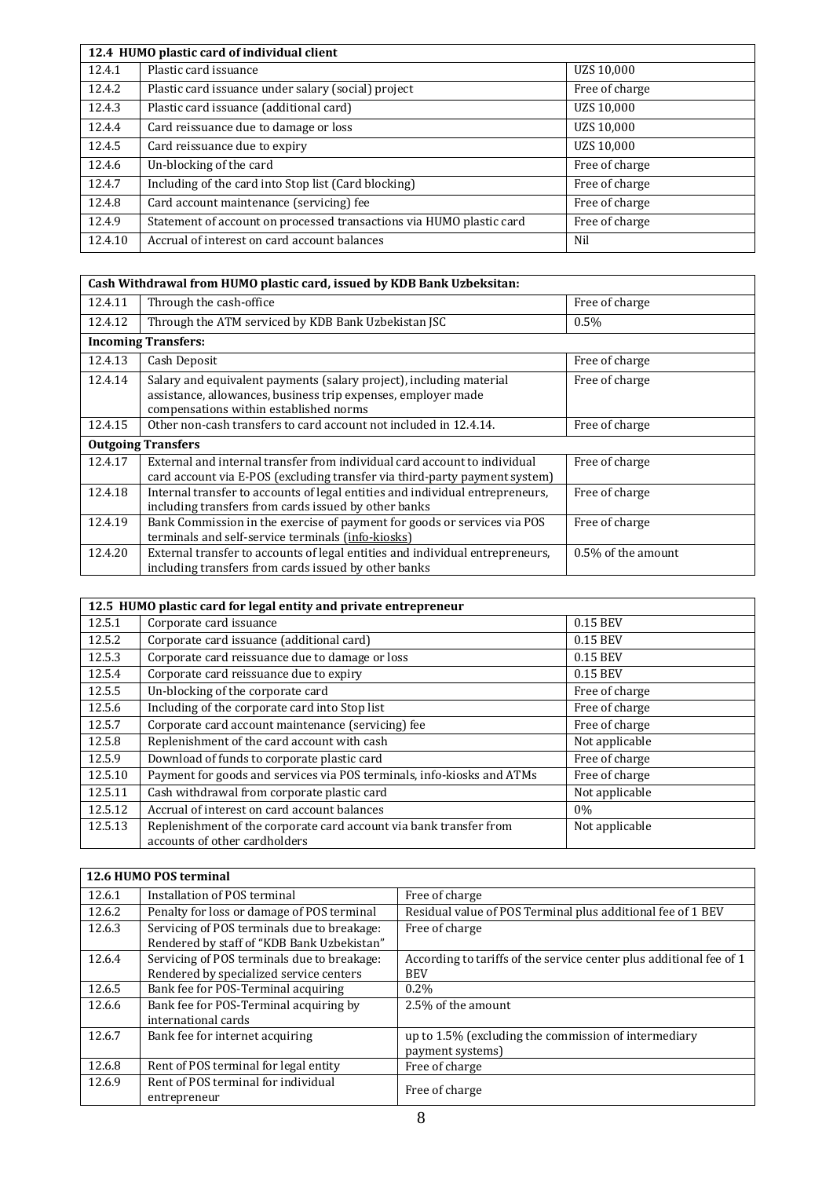| 12.4 HUMO plastic card of individual client | | |
|---|---|---|
| 12.4.1 | Plastic card issuance | UZS 10,000 |
| 12.4.2 | Plastic card issuance under salary (social) project | Free of charge |
| 12.4.3 | Plastic card issuance (additional card) | UZS 10,000 |
| 12.4.4 | Card reissuance due to damage or loss | UZS 10,000 |
| 12.4.5 | Card reissuance due to expiry | UZS 10,000 |
| 12.4.6 | Un-blocking of the card | Free of charge |
| 12.4.7 | Including of the card into Stop list (Card blocking) | Free of charge |
| 12.4.8 | Card account maintenance (servicing) fee | Free of charge |
| 12.4.9 | Statement of account on processed transactions via HUMO plastic card | Free of charge |
| 12.4.10 | Accrual of interest on card account balances | Nil |

| Cash Withdrawal from HUMO plastic card, issued by KDB Bank Uzbeksitan: | | |
|---|---|---|
| 12.4.11 | Through the cash-office | Free of charge |
| 12.4.12 | Through the ATM serviced by KDB Bank Uzbekistan JSC | 0.5% |
| **Incoming Transfers:** | | |
| 12.4.13 | Cash Deposit | Free of charge |
| 12.4.14 | Salary and equivalent payments (salary project), including material assistance, allowances, business trip expenses, employer made compensations within established norms | Free of charge |
| 12.4.15 | Other non-cash transfers to card account not included in 12.4.14. | Free of charge |
| **Outgoing Transfers** | | |
| 12.4.17 | External and internal transfer from individual card account to individual card account via E-POS (excluding transfer via third-party payment system) | Free of charge |
| 12.4.18 | Internal transfer to accounts of legal entities and individual entrepreneurs, including transfers from cards issued by other banks | Free of charge |
| 12.4.19 | Bank Commission in the exercise of payment for goods or services via POS terminals and self-service terminals (info-kiosks) | Free of charge |
| 12.4.20 | External transfer to accounts of legal entities and individual entrepreneurs, including transfers from cards issued by other banks | 0.5% of the amount |

| 12.5 HUMO plastic card for legal entity and private entrepreneur | | |
|---|---|---|
| 12.5.1 | Corporate card issuance | 0.15 BEV |
| 12.5.2 | Corporate card issuance (additional card) | 0.15 BEV |
| 12.5.3 | Corporate card reissuance due to damage or loss | 0.15 BEV |
| 12.5.4 | Corporate card reissuance due to expiry | 0.15 BEV |
| 12.5.5 | Un-blocking of the corporate card | Free of charge |
| 12.5.6 | Including of the corporate card into Stop list | Free of charge |
| 12.5.7 | Corporate card account maintenance (servicing) fee | Free of charge |
| 12.5.8 | Replenishment of the card account with cash | Not applicable |
| 12.5.9 | Download of funds to corporate plastic card | Free of charge |
| 12.5.10 | Payment for goods and services via POS terminals, info-kiosks and ATMs | Free of charge |
| 12.5.11 | Cash withdrawal from corporate plastic card | Not applicable |
| 12.5.12 | Accrual of interest on card account balances | 0% |
| 12.5.13 | Replenishment of the corporate card account via bank transfer from accounts of other cardholders | Not applicable |

| 12.6 HUMO POS terminal | | |
|---|---|---|
| 12.6.1 | Installation of POS terminal | Free of charge |
| 12.6.2 | Penalty for loss or damage of POS terminal | Residual value of POS Terminal plus additional fee of 1 BEV |
| 12.6.3 | Servicing of POS terminals due to breakage: Rendered by staff of "KDB Bank Uzbekistan" | Free of charge |
| 12.6.4 | Servicing of POS terminals due to breakage: Rendered by specialized service centers | According to tariffs of the service center plus additional fee of 1 BEV |
| 12.6.5 | Bank fee for POS-Terminal acquiring | 0.2% |
| 12.6.6 | Bank fee for POS-Terminal acquiring by international cards | 2.5% of the amount |
| 12.6.7 | Bank fee for internet acquiring | up to 1.5% (excluding the commission of intermediary payment systems) |
| 12.6.8 | Rent of POS terminal for legal entity | Free of charge |
| 12.6.9 | Rent of POS terminal for individual entrepreneur | Free of charge |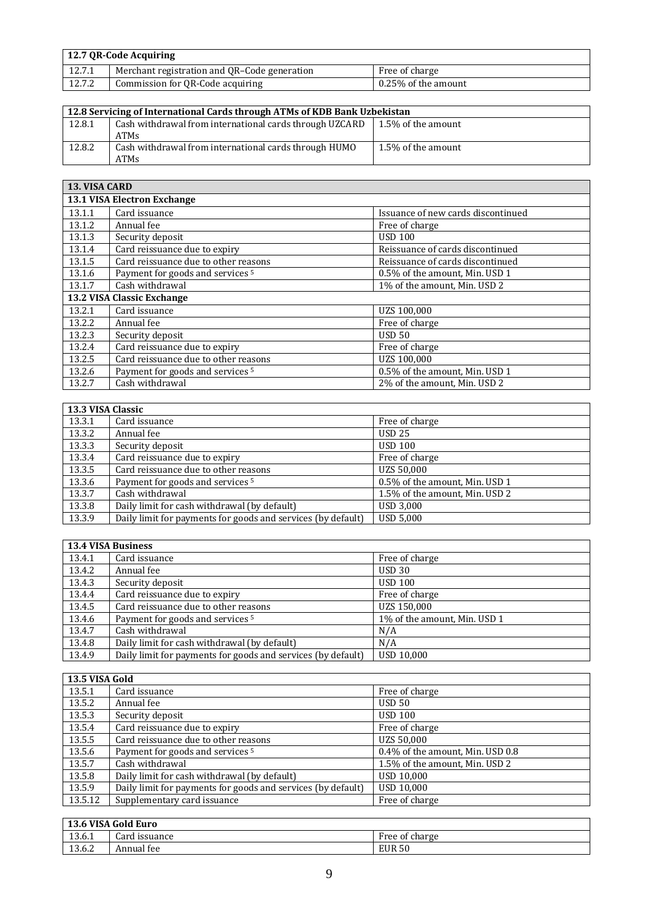| 12.7 QR-Code Acquiring | | |
|---|---|---|
| 12.7.1 | Merchant registration and QR–Code generation | Free of charge |
| 12.7.2 | Commission for QR-Code acquiring | 0.25% of the amount |

| 12.8 Servicing of International Cards through ATMs of KDB Bank Uzbekistan | | |
|---|---|---|
| 12.8.1 | Cash withdrawal from international cards through UZCARD ATMs | 1.5% of the amount |
| 12.8.2 | Cash withdrawal from international cards through HUMO ATMs | 1.5% of the amount |

| 13. VISA CARD | | |
|---|---|---|
| **13.1 VISA Electron Exchange** | | |
| 13.1.1 | Card issuance | Issuance of new cards discontinued |
| 13.1.2 | Annual fee | Free of charge |
| 13.1.3 | Security deposit | USD 100 |
| 13.1.4 | Card reissuance due to expiry | Reissuance of cards discontinued |
| 13.1.5 | Card reissuance due to other reasons | Reissuance of cards discontinued |
| 13.1.6 | Payment for goods and services [5] | 0.5% of the amount, Min. USD 1 |
| 13.1.7 | Cash withdrawal | 1% of the amount, Min. USD 2 |
| **13.2 VISA Classic Exchange** | | |
| 13.2.1 | Card issuance | UZS 100,000 |
| 13.2.2 | Annual fee | Free of charge |
| 13.2.3 | Security deposit | USD 50 |
| 13.2.4 | Card reissuance due to expiry | Free of charge |
| 13.2.5 | Card reissuance due to other reasons | UZS 100,000 |
| 13.2.6 | Payment for goods and services [5] | 0.5% of the amount, Min. USD 1 |
| 13.2.7 | Cash withdrawal | 2% of the amount, Min. USD 2 |

| 13.3 VISA Classic | | |
|---|---|---|
| 13.3.1 | Card issuance | Free of charge |
| 13.3.2 | Annual fee | USD 25 |
| 13.3.3 | Security deposit | USD 100 |
| 13.3.4 | Card reissuance due to expiry | Free of charge |
| 13.3.5 | Card reissuance due to other reasons | UZS 50,000 |
| 13.3.6 | Payment for goods and services [5] | 0.5% of the amount, Min. USD 1 |
| 13.3.7 | Cash withdrawal | 1.5% of the amount, Min. USD 2 |
| 13.3.8 | Daily limit for cash withdrawal (by default) | USD 3,000 |
| 13.3.9 | Daily limit for payments for goods and services (by default) | USD 5,000 |

| 13.4 VISA Business | | |
|---|---|---|
| 13.4.1 | Card issuance | Free of charge |
| 13.4.2 | Annual fee | USD 30 |
| 13.4.3 | Security deposit | USD 100 |
| 13.4.4 | Card reissuance due to expiry | Free of charge |
| 13.4.5 | Card reissuance due to other reasons | UZS 150,000 |
| 13.4.6 | Payment for goods and services [5] | 1% of the amount, Min. USD 1 |
| 13.4.7 | Cash withdrawal | N/A |
| 13.4.8 | Daily limit for cash withdrawal (by default) | N/A |
| 13.4.9 | Daily limit for payments for goods and services (by default) | USD 10,000 |

| 13.5 VISA Gold | | |
|---|---|---|
| 13.5.1 | Card issuance | Free of charge |
| 13.5.2 | Annual fee | USD 50 |
| 13.5.3 | Security deposit | USD 100 |
| 13.5.4 | Card reissuance due to expiry | Free of charge |
| 13.5.5 | Card reissuance due to other reasons | UZS 50,000 |
| 13.5.6 | Payment for goods and services [5] | 0.4% of the amount, Min. USD 0.8 |
| 13.5.7 | Cash withdrawal | 1.5% of the amount, Min. USD 2 |
| 13.5.8 | Daily limit for cash withdrawal (by default) | USD 10,000 |
| 13.5.9 | Daily limit for payments for goods and services (by default) | USD 10,000 |
| 13.5.12 | Supplementary card issuance | Free of charge |

| 13.6 VISA Gold Euro | | |
|---|---|---|
| 13.6.1 | Card issuance | Free of charge |
| 13.6.2 | Annual fee | EUR 50 |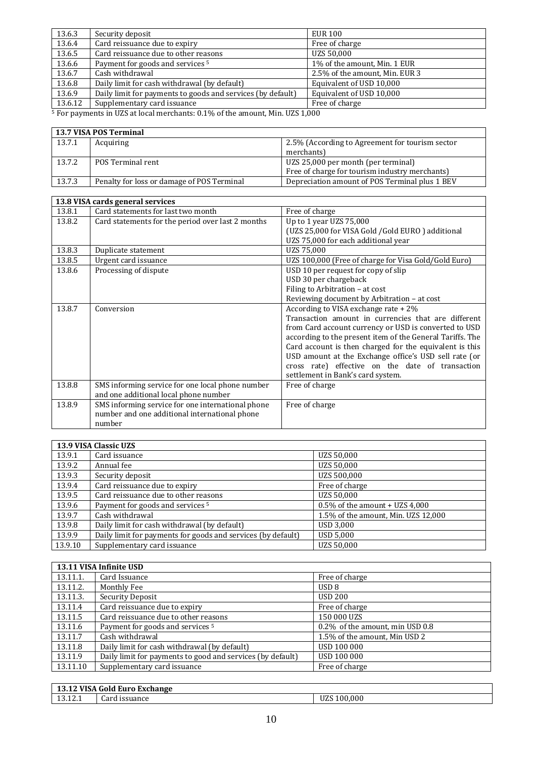| | | |
|---|---|---|
| 13.6.3 | Security deposit | EUR 100 |
| 13.6.4 | Card reissuance due to expiry | Free of charge |
| 13.6.5 | Card reissuance due to other reasons | UZS 50,000 |
| 13.6.6 | Payment for goods and services [5] | 1% of the amount, Min. 1 EUR |
| 13.6.7 | Cash withdrawal | 2.5% of the amount, Min. EUR 3 |
| 13.6.8 | Daily limit for cash withdrawal (by default) | Equivalent of USD 10,000 |
| 13.6.9 | Daily limit for payments to goods and services (by default) | Equivalent of USD 10,000 |
| 13.6.12 | Supplementary card issuance | Free of charge |

[5] For payments in UZS at local merchants: 0.1% of the amount, Min. UZS 1,000

| **13.7 VISA POS Terminal** | | |
|---|---|---|
| 13.7.1 | Acquiring | 2.5% (According to Agreement for tourism sector merchants) |
| 13.7.2 | POS Terminal rent | UZS 25,000 per month (per terminal)<br>Free of charge for tourism industry merchants) |
| 13.7.3 | Penalty for loss or damage of POS Terminal | Depreciation amount of POS Terminal plus 1 BEV |

| **13.8 VISA cards general services** | | |
|---|---|---|
| 13.8.1 | Card statements for last two month | Free of charge |
| 13.8.2 | Card statements for the period over last 2 months | Up to 1 year UZS 75,000<br>(UZS 25,000 for VISA Gold /Gold EURO ) additional UZS 75,000 for each additional year |
| 13.8.3 | Duplicate statement | UZS 75,000 |
| 13.8.5 | Urgent card issuance | UZS 100,000 (Free of charge for Visa Gold/Gold Euro) |
| 13.8.6 | Processing of dispute | USD 10 per request for copy of slip<br>USD 30 per chargeback<br>Filing to Arbitration – at cost<br>Reviewing document by Arbitration – at cost |
| 13.8.7 | Conversion | According to VISA exchange rate + 2%<br>Transaction amount in currencies that are different from Card account currency or USD is converted to USD according to the present item of the General Tariffs. The Card account is then charged for the equivalent is this USD amount at the Exchange office's USD sell rate (or cross rate) effective on the date of transaction settlement in Bank's card system. |
| 13.8.8 | SMS informing service for one local phone number and one additional local phone number | Free of charge |
| 13.8.9 | SMS informing service for one international phone number and one additional international phone number | Free of charge |

| **13.9 VISA Classic UZS** | | |
|---|---|---|
| 13.9.1 | Card issuance | UZS 50,000 |
| 13.9.2 | Annual fee | UZS 50,000 |
| 13.9.3 | Security deposit | UZS 500,000 |
| 13.9.4 | Card reissuance due to expiry | Free of charge |
| 13.9.5 | Card reissuance due to other reasons | UZS 50,000 |
| 13.9.6 | Payment for goods and services [5] | 0.5% of the amount + UZS 4,000 |
| 13.9.7 | Cash withdrawal | 1.5% of the amount, Min. UZS 12,000 |
| 13.9.8 | Daily limit for cash withdrawal (by default) | USD 3,000 |
| 13.9.9 | Daily limit for payments for goods and services (by default) | USD 5,000 |
| 13.9.10 | Supplementary card issuance | UZS 50,000 |

| **13.11 VISA Infinite USD** | | |
|---|---|---|
| 13.11.1. | Card Issuance | Free of charge |
| 13.11.2. | Monthly Fee | USD 8 |
| 13.11.3. | Security Deposit | USD 200 |
| 13.11.4 | Card reissuance due to expiry | Free of charge |
| 13.11.5 | Card reissuance due to other reasons | 150 000 UZS |
| 13.11.6 | Payment for goods and services [5] | 0.2% of the amount, min USD 0.8 |
| 13.11.7 | Cash withdrawal | 1.5% of the amount, Min USD 2 |
| 13.11.8 | Daily limit for cash withdrawal (by default) | USD 100 000 |
| 13.11.9 | Daily limit for payments to good and services (by default) | USD 100 000 |
| 13.11.10 | Supplementary card issuance | Free of charge |

| **13.12 VISA Gold Euro Exchange** | | |
|---|---|---|
| 13.12.1 | Card issuance | UZS 100,000 |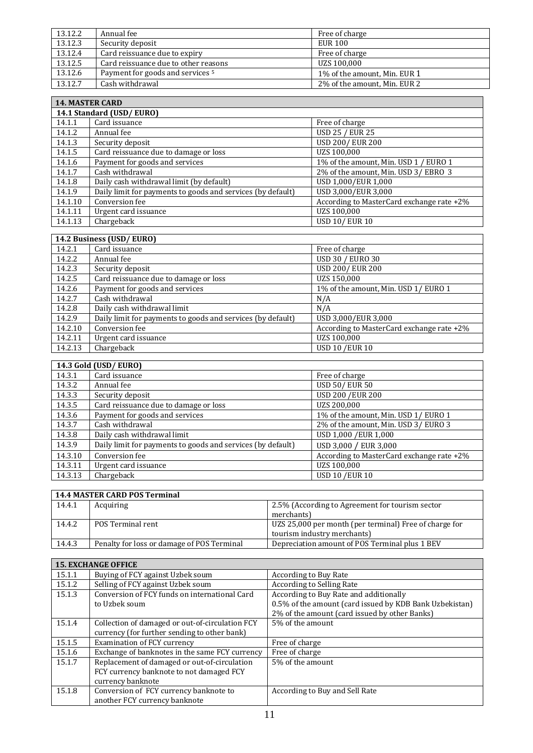| | | |
|---|---|---|
| 13.12.2 | Annual fee | Free of charge |
| 13.12.3 | Security deposit | EUR 100 |
| 13.12.4 | Card reissuance due to expiry | Free of charge |
| 13.12.5 | Card reissuance due to other reasons | UZS 100,000 |
| 13.12.6 | Payment for goods and services [5] | 1% of the amount, Min. EUR 1 |
| 13.12.7 | Cash withdrawal | 2% of the amount, Min. EUR 2 |

| **14. MASTER CARD** | | |
|---|---|---|
| **14.1 Standard (USD/ EURO)** | | |
| 14.1.1 | Card issuance | Free of charge |
| 14.1.2 | Annual fee | USD 25 / EUR 25 |
| 14.1.3 | Security deposit | USD 200/ EUR 200 |
| 14.1.5 | Card reissuance due to damage or loss | UZS 100,000 |
| 14.1.6 | Payment for goods and services | 1% of the amount, Min. USD 1 / EURO 1 |
| 14.1.7 | Cash withdrawal | 2% of the amount, Min. USD 3/ EBRO 3 |
| 14.1.8 | Daily cash withdrawal limit (by default) | USD 1,000/EUR 1,000 |
| 14.1.9 | Daily limit for payments to goods and services (by default) | USD 3,000/EUR 3,000 |
| 14.1.10 | Conversion fee | According to MasterCard exchange rate +2% |
| 14.1.11 | Urgent card issuance | UZS 100,000 |
| 14.1.13 | Chargeback | USD 10/ EUR 10 |

| **14.2 Business (USD/ EURO)** | | |
|---|---|---|
| 14.2.1 | Card issuance | Free of charge |
| 14.2.2 | Annual fee | USD 30 / EURO 30 |
| 14.2.3 | Security deposit | USD 200/ EUR 200 |
| 14.2.5 | Card reissuance due to damage or loss | UZS 150,000 |
| 14.2.6 | Payment for goods and services | 1% of the amount, Min. USD 1/ EURO 1 |
| 14.2.7 | Cash withdrawal | N/A |
| 14.2.8 | Daily cash withdrawal limit | N/A |
| 14.2.9 | Daily limit for payments to goods and services (by default) | USD 3,000/EUR 3,000 |
| 14.2.10 | Conversion fee | According to MasterCard exchange rate +2% |
| 14.2.11 | Urgent card issuance | UZS 100,000 |
| 14.2.13 | Chargeback | USD 10 /EUR 10 |

| **14.3 Gold (USD/ EURO)** | | |
|---|---|---|
| 14.3.1 | Card issuance | Free of charge |
| 14.3.2 | Annual fee | USD 50/ EUR 50 |
| 14.3.3 | Security deposit | USD 200 /EUR 200 |
| 14.3.5 | Card reissuance due to damage or loss | UZS 200,000 |
| 14.3.6 | Payment for goods and services | 1% of the amount, Min. USD 1/ EURO 1 |
| 14.3.7 | Cash withdrawal | 2% of the amount, Min. USD 3/ EURO 3 |
| 14.3.8 | Daily cash withdrawal limit | USD 1,000 /EUR 1,000 |
| 14.3.9 | Daily limit for payments to goods and services (by default) | USD 3,000 / EUR 3,000 |
| 14.3.10 | Conversion fee | According to MasterCard exchange rate +2% |
| 14.3.11 | Urgent card issuance | UZS 100,000 |
| 14.3.13 | Chargeback | USD 10 /EUR 10 |

| **14.4 MASTER CARD POS Terminal** | | |
|---|---|---|
| 14.4.1 | Acquiring | 2.5% (According to Agreement for tourism sector merchants) |
| 14.4.2 | POS Terminal rent | UZS 25,000 per month (per terminal) Free of charge for tourism industry merchants) |
| 14.4.3 | Penalty for loss or damage of POS Terminal | Depreciation amount of POS Terminal plus 1 BEV |

| **15. EXCHANGE OFFICE** | | |
|---|---|---|
| 15.1.1 | Buying of FCY against Uzbek soum | According to Buy Rate |
| 15.1.2 | Selling of FCY against Uzbek soum | According to Selling Rate |
| 15.1.3 | Conversion of FCY funds on international Card to Uzbek soum | According to Buy Rate and additionally<br>0.5% of the amount (card issued by KDB Bank Uzbekistan)<br>2% of the amount (card issued by other Banks) |
| 15.1.4 | Collection of damaged or out-of-circulation FCY currency (for further sending to other bank) | 5% of the amount |
| 15.1.5 | Examination of FCY currency | Free of charge |
| 15.1.6 | Exchange of banknotes in the same FCY currency | Free of charge |
| 15.1.7 | Replacement of damaged or out-of-circulation FCY currency banknote to not damaged FCY currency banknote | 5% of the amount |
| 15.1.8 | Conversion of FCY currency banknote to another FCY currency banknote | According to Buy and Sell Rate |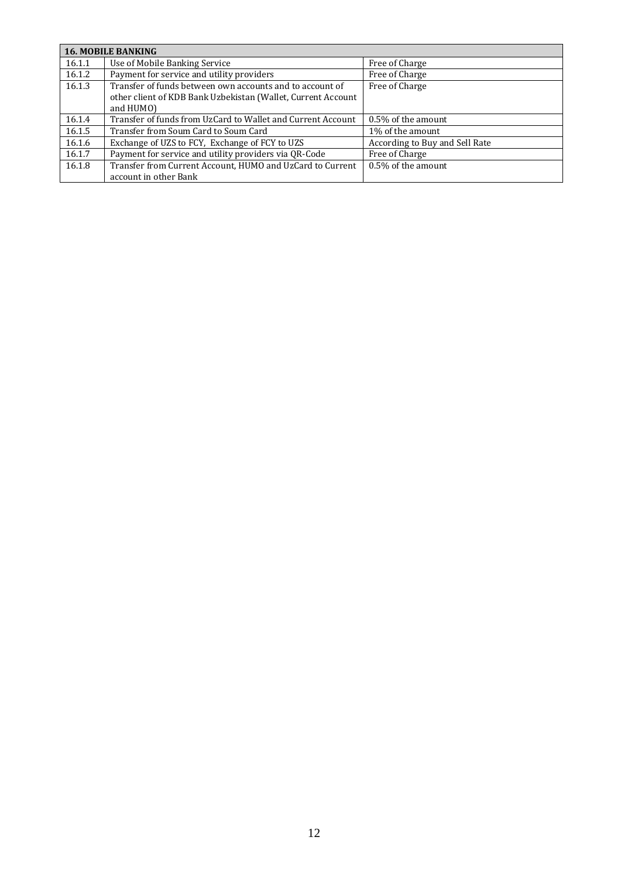| **16. MOBILE BANKING** | | |
|---|---|---|
| 16.1.1 | Use of Mobile Banking Service | Free of Charge |
| 16.1.2 | Payment for service and utility providers | Free of Charge |
| 16.1.3 | Transfer of funds between own accounts and to account of other client of KDB Bank Uzbekistan (Wallet, Current Account and HUMO) | Free of Charge |
| 16.1.4 | Transfer of funds from UzCard to Wallet and Current Account | 0.5% of the amount |
| 16.1.5 | Transfer from Soum Card to Soum Card | 1% of the amount |
| 16.1.6 | Exchange of UZS to FCY, Exchange of FCY to UZS | According to Buy and Sell Rate |
| 16.1.7 | Payment for service and utility providers via QR-Code | Free of Charge |
| 16.1.8 | Transfer from Current Account, HUMO and UzCard to Current account in other Bank | 0.5% of the amount |